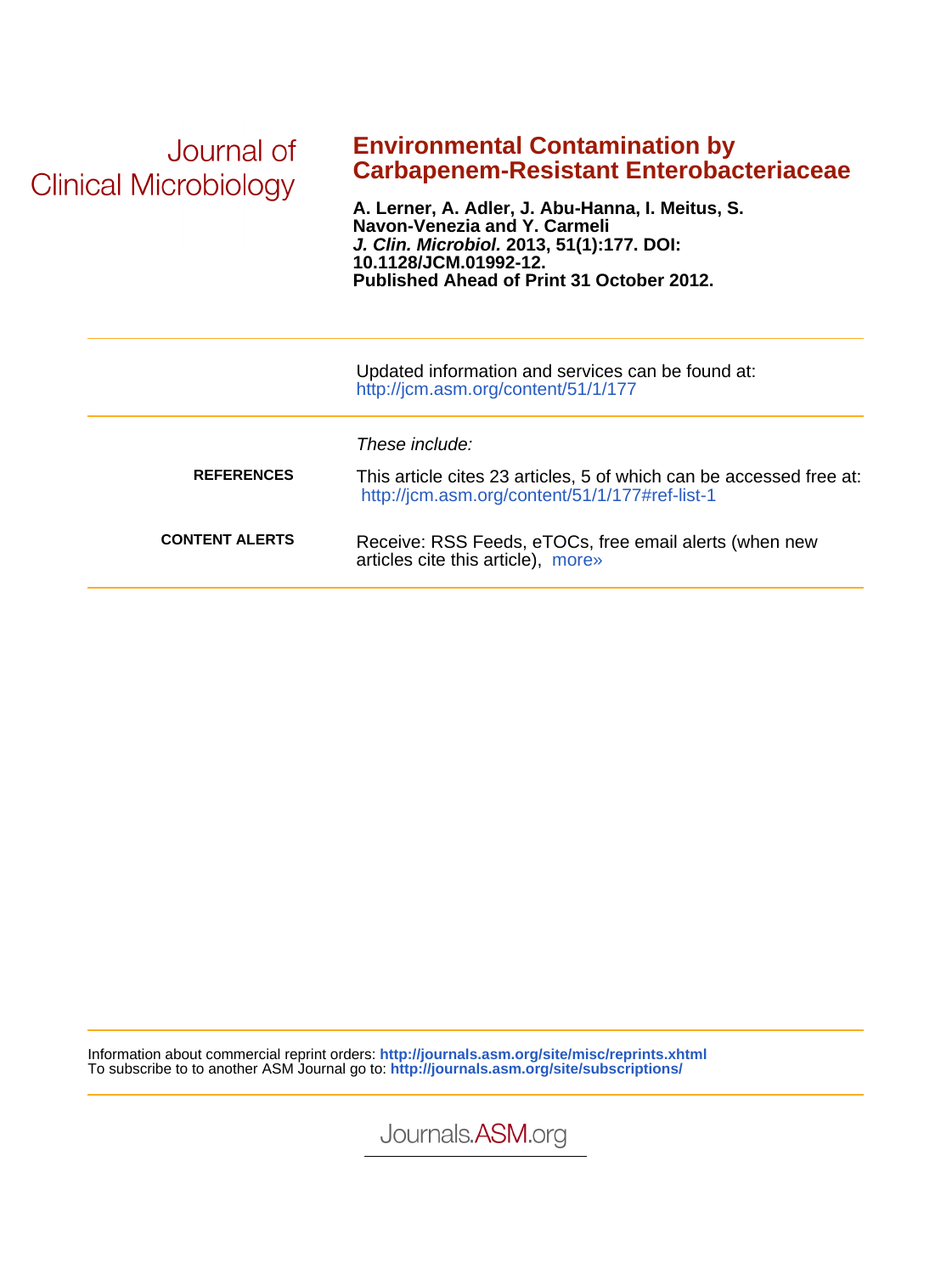Journal of Clinical Microbiology

# Environmental Contamination by Carbapenem-Resistant Enterobacteriaceae

**A. Lerner, A. Adler, J. Abu-Hanna, I. Meitus, S. Navon-Venezia and Y. Carmeli**
***J. Clin. Microbiol.*** **2013, 51(1):177. DOI: 10.1128/JCM.01992-12.**
**Published Ahead of Print 31 October 2012.**

---

Updated information and services can be found at:
http://jcm.asm.org/content/51/1/177

---

*These include:*

**REFERENCES** This article cites 23 articles, 5 of which can be accessed free at: http://jcm.asm.org/content/51/1/177#ref-list-1

**CONTENT ALERTS** Receive: RSS Feeds, eTOCs, free email alerts (when new articles cite this article), more»

---

Information about commercial reprint orders: **http://journals.asm.org/site/misc/reprints.xhtml**
To subscribe to to another ASM Journal go to: **http://journals.asm.org/site/subscriptions/**

---

Journals.ASM.org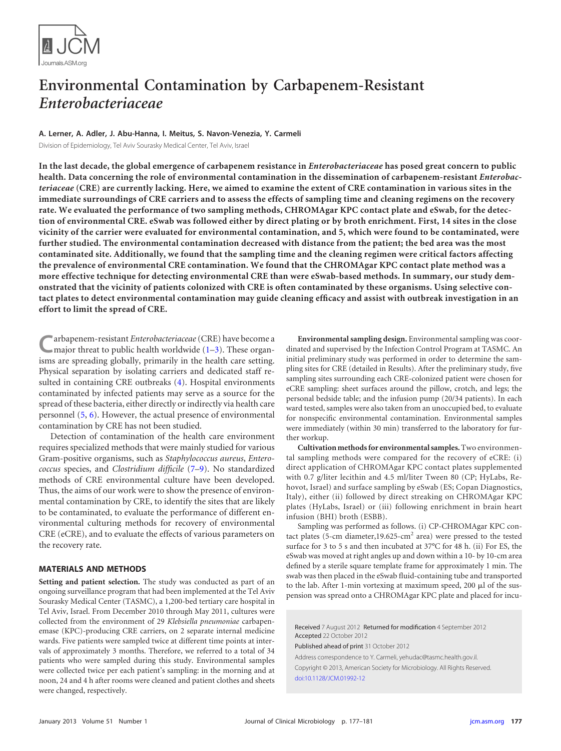# Environmental Contamination by Carbapenem-Resistant *Enterobacteriaceae*

**A. Lerner, A. Adler, J. Abu-Hanna, I. Meitus, S. Navon-Venezia, Y. Carmeli**

Division of Epidemiology, Tel Aviv Sourasky Medical Center, Tel Aviv, Israel

**In the last decade, the global emergence of carbapenem resistance in *Enterobacteriaceae* has posed great concern to public health. Data concerning the role of environmental contamination in the dissemination of carbapenem-resistant *Enterobacteriaceae* (CRE) are currently lacking. Here, we aimed to examine the extent of CRE contamination in various sites in the immediate surroundings of CRE carriers and to assess the effects of sampling time and cleaning regimens on the recovery rate. We evaluated the performance of two sampling methods, CHROMAgar KPC contact plate and eSwab, for the detection of environmental CRE. eSwab was followed either by direct plating or by broth enrichment. First, 14 sites in the close vicinity of the carrier were evaluated for environmental contamination, and 5, which were found to be contaminated, were further studied. The environmental contamination decreased with distance from the patient; the bed area was the most contaminated site. Additionally, we found that the sampling time and the cleaning regimen were critical factors affecting the prevalence of environmental CRE contamination. We found that the CHROMAgar KPC contact plate method was a more effective technique for detecting environmental CRE than were eSwab-based methods. In summary, our study demonstrated that the vicinity of patients colonized with CRE is often contaminated by these organisms. Using selective contact plates to detect environmental contamination may guide cleaning efficacy and assist with outbreak investigation in an effort to limit the spread of CRE.**

Carbapenem-resistant *Enterobacteriaceae* (CRE) have become a major threat to public health worldwide (1–3). These organisms are spreading globally, primarily in the health care setting. Physical separation by isolating carriers and dedicated staff resulted in containing CRE outbreaks (4). Hospital environments contaminated by infected patients may serve as a source for the spread of these bacteria, either directly or indirectly via health care personnel (5, 6). However, the actual presence of environmental contamination by CRE has not been studied.

Detection of contamination of the health care environment requires specialized methods that were mainly studied for various Gram-positive organisms, such as *Staphylococcus aureus*, *Enterococcus* species, and *Clostridium difficile* (7–9). No standardized methods of CRE environmental culture have been developed. Thus, the aims of our work were to show the presence of environmental contamination by CRE, to identify the sites that are likely to be contaminated, to evaluate the performance of different environmental culturing methods for recovery of environmental CRE (eCRE), and to evaluate the effects of various parameters on the recovery rate.

## MATERIALS AND METHODS

**Setting and patient selection.** The study was conducted as part of an ongoing surveillance program that had been implemented at the Tel Aviv Sourasky Medical Center (TASMC), a 1,200-bed tertiary care hospital in Tel Aviv, Israel. From December 2010 through May 2011, cultures were collected from the environment of 29 *Klebsiella pneumoniae* carbapenemase (KPC)-producing CRE carriers, on 2 separate internal medicine wards. Five patients were sampled twice at different time points at intervals of approximately 3 months. Therefore, we referred to a total of 34 patients who were sampled during this study. Environmental samples were collected twice per each patient's sampling: in the morning and at noon, 24 and 4 h after rooms were cleaned and patient clothes and sheets were changed, respectively.

**Environmental sampling design.** Environmental sampling was coordinated and supervised by the Infection Control Program at TASMC. An initial preliminary study was performed in order to determine the sampling sites for CRE (detailed in Results). After the preliminary study, five sampling sites surrounding each CRE-colonized patient were chosen for eCRE sampling: sheet surfaces around the pillow, crotch, and legs; the personal bedside table; and the infusion pump (20/34 patients). In each ward tested, samples were also taken from an unoccupied bed, to evaluate for nonspecific environmental contamination. Environmental samples were immediately (within 30 min) transferred to the laboratory for further workup.

**Cultivation methods for environmental samples.** Two environmental sampling methods were compared for the recovery of eCRE: (i) direct application of CHROMAgar KPC contact plates supplemented with 0.7 g/liter lecithin and 4.5 ml/liter Tween 80 (CP; HyLabs, Rehovot, Israel) and surface sampling by eSwab (ES; Copan Diagnostics, Italy), either (ii) followed by direct streaking on CHROMAgar KPC plates (HyLabs, Israel) or (iii) following enrichment in brain heart infusion (BHI) broth (ESBB).

Sampling was performed as follows. (i) CP-CHROMAgar KPC contact plates (5-cm diameter,19.625-cm$^2$ area) were pressed to the tested surface for 3 to 5 s and then incubated at 37°C for 48 h. (ii) For ES, the eSwab was moved at right angles up and down within a 10- by 10-cm area defined by a sterile square template frame for approximately 1 min. The swab was then placed in the eSwab fluid-containing tube and transported to the lab. After 1-min vortexing at maximum speed, 200 μl of the suspension was spread onto a CHROMAgar KPC plate and placed for incu-

Received 7 August 2012 Returned for modification 4 September 2012 Accepted 22 October 2012

Published ahead of print 31 October 2012

Address correspondence to Y. Carmeli, yehudac@tasmc.health.gov.il.

Copyright © 2013, American Society for Microbiology. All Rights Reserved.

doi:10.1128/JCM.01992-12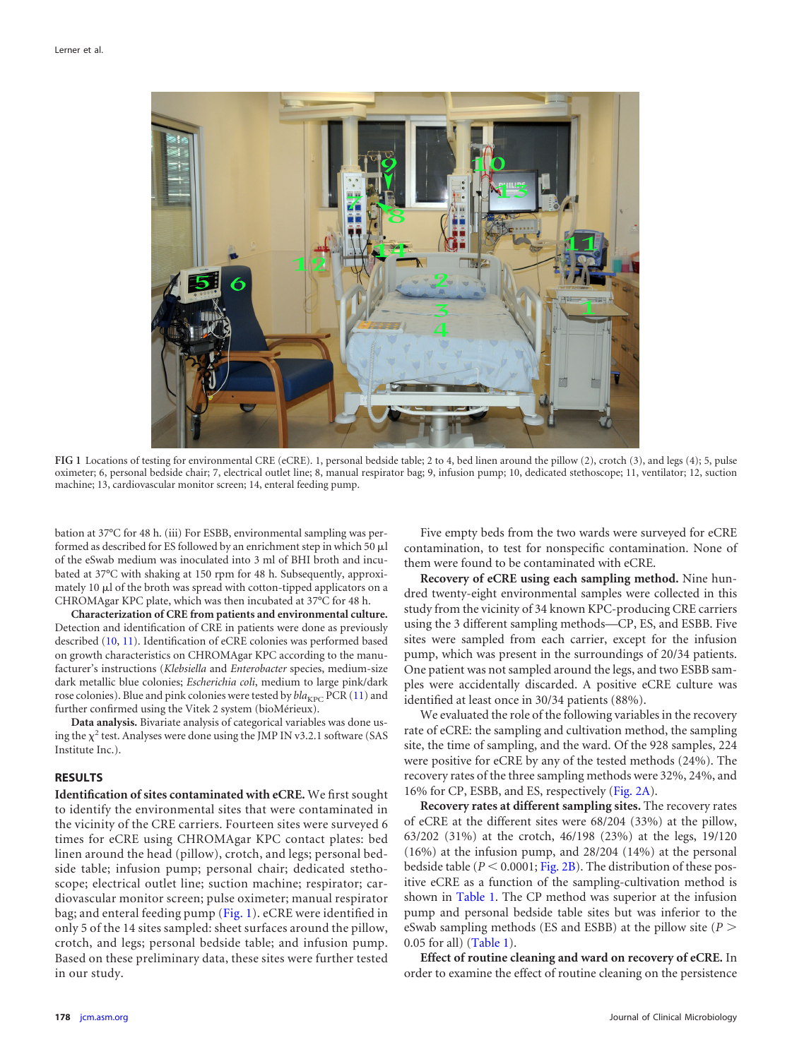FIG 1 Locations of testing for environmental CRE (eCRE). 1, personal bedside table; 2 to 4, bed linen around the pillow (2), crotch (3), and legs (4); 5, pulse oximeter; 6, personal bedside chair; 7, electrical outlet line; 8, manual respirator bag; 9, infusion pump; 10, dedicated stethoscope; 11, ventilator; 12, suction machine; 13, cardiovascular monitor screen; 14, enteral feeding pump.

bation at 37°C for 48 h. (iii) For ESBB, environmental sampling was performed as described for ES followed by an enrichment step in which 50 μl of the eSwab medium was inoculated into 3 ml of BHI broth and incubated at 37°C with shaking at 150 rpm for 48 h. Subsequently, approximately 10 μl of the broth was spread with cotton-tipped applicators on a CHROMAgar KPC plate, which was then incubated at 37°C for 48 h.

**Characterization of CRE from patients and environmental culture.** Detection and identification of CRE in patients were done as previously described (10, 11). Identification of eCRE colonies was performed based on growth characteristics on CHROMAgar KPC according to the manufacturer's instructions (*Klebsiella* and *Enterobacter* species, medium-size dark metallic blue colonies; *Escherichia coli*, medium to large pink/dark rose colonies). Blue and pink colonies were tested by $bla_{KPC}$ PCR (11) and further confirmed using the Vitek 2 system (bioMérieux).

**Data analysis.** Bivariate analysis of categorical variables was done using the $\chi^2$ test. Analyses were done using the JMP IN v3.2.1 software (SAS Institute Inc.).

## RESULTS

**Identification of sites contaminated with eCRE.** We first sought to identify the environmental sites that were contaminated in the vicinity of the CRE carriers. Fourteen sites were surveyed 6 times for eCRE using CHROMAgar KPC contact plates: bed linen around the head (pillow), crotch, and legs; personal bedside table; infusion pump; personal chair; dedicated stethoscope; electrical outlet line; suction machine; respirator; cardiovascular monitor screen; pulse oximeter; manual respirator bag; and enteral feeding pump (Fig. 1). eCRE were identified in only 5 of the 14 sites sampled: sheet surfaces around the pillow, crotch, and legs; personal bedside table; and infusion pump. Based on these preliminary data, these sites were further tested in our study.

Five empty beds from the two wards were surveyed for eCRE contamination, to test for nonspecific contamination. None of them were found to be contaminated with eCRE.

**Recovery of eCRE using each sampling method.** Nine hundred twenty-eight environmental samples were collected in this study from the vicinity of 34 known KPC-producing CRE carriers using the 3 different sampling methods—CP, ES, and ESBB. Five sites were sampled from each carrier, except for the infusion pump, which was present in the surroundings of 20/34 patients. One patient was not sampled around the legs, and two ESBB samples were accidentally discarded. A positive eCRE culture was identified at least once in 30/34 patients (88%).

We evaluated the role of the following variables in the recovery rate of eCRE: the sampling and cultivation method, the sampling site, the time of sampling, and the ward. Of the 928 samples, 224 were positive for eCRE by any of the tested methods (24%). The recovery rates of the three sampling methods were 32%, 24%, and 16% for CP, ESBB, and ES, respectively (Fig. 2A).

**Recovery rates at different sampling sites.** The recovery rates of eCRE at the different sites were 68/204 (33%) at the pillow, 63/202 (31%) at the crotch, 46/198 (23%) at the legs, 19/120 (16%) at the infusion pump, and 28/204 (14%) at the personal bedside table ($P < 0.0001$; Fig. 2B). The distribution of these positive eCRE as a function of the sampling-cultivation method is shown in Table 1. The CP method was superior at the infusion pump and personal bedside table sites but was inferior to the eSwab sampling methods (ES and ESBB) at the pillow site ($P > 0.05$ for all) (Table 1).

**Effect of routine cleaning and ward on recovery of eCRE.** In order to examine the effect of routine cleaning on the persistence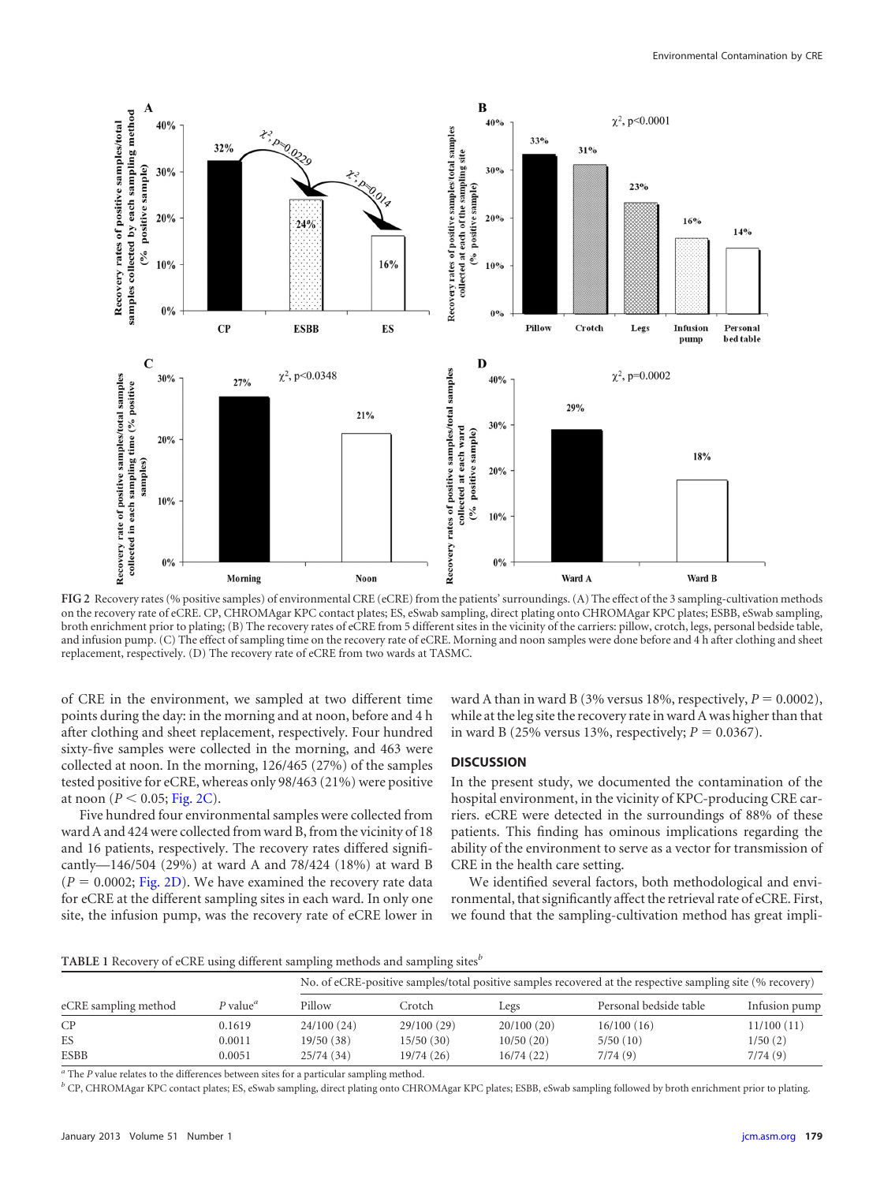FIG 2 Recovery rates (% positive samples) of environmental CRE (eCRE) from the patients' surroundings. (A) The effect of the 3 sampling-cultivation methods on the recovery rate of eCRE. CP, CHROMAgar KPC contact plates; ES, eSwab sampling, direct plating onto CHROMAgar KPC plates; ESBB, eSwab sampling, broth enrichment prior to plating; (B) The recovery rates of eCRE from 5 different sites in the vicinity of the carriers: pillow, crotch, legs, personal bedside table, and infusion pump. (C) The effect of sampling time on the recovery rate of eCRE. Morning and noon samples were done before and 4 h after clothing and sheet replacement, respectively. (D) The recovery rate of eCRE from two wards at TASMC.

of CRE in the environment, we sampled at two different time points during the day: in the morning and at noon, before and 4 h after clothing and sheet replacement, respectively. Four hundred sixty-five samples were collected in the morning, and 463 were collected at noon. In the morning, 126/465 (27%) of the samples tested positive for eCRE, whereas only 98/463 (21%) were positive at noon ($P < 0.05$; Fig. 2C).

Five hundred four environmental samples were collected from ward A and 424 were collected from ward B, from the vicinity of 18 and 16 patients, respectively. The recovery rates differed significantly—146/504 (29%) at ward A and 78/424 (18%) at ward B ($P = 0.0002$; Fig. 2D). We have examined the recovery rate data for eCRE at the different sampling sites in each ward. In only one site, the infusion pump, was the recovery rate of eCRE lower in ward A than in ward B (3% versus 18%, respectively, $P = 0.0002$), while at the leg site the recovery rate in ward A was higher than that in ward B (25% versus 13%, respectively; $P = 0.0367$).

## DISCUSSION

In the present study, we documented the contamination of the hospital environment, in the vicinity of KPC-producing CRE carriers. eCRE were detected in the surroundings of 88% of these patients. This finding has ominous implications regarding the ability of the environment to serve as a vector for transmission of CRE in the health care setting.

We identified several factors, both methodological and environmental, that significantly affect the retrieval rate of eCRE. First, we found that the sampling-cultivation method has great impli-

TABLE 1 Recovery of eCRE using different sampling methods and sampling sites[b]

| eCRE sampling method | $P$ value[a] | No. of eCRE-positive samples/total positive samples recovered at the respective sampling site (% recovery) | | | | |
|---|---|---|---|---|---|---|
| | | Pillow | Crotch | Legs | Personal bedside table | Infusion pump |
| CP | 0.1619 | 24/100 (24) | 29/100 (29) | 20/100 (20) | 16/100 (16) | 11/100 (11) |
| ES | 0.0011 | 19/50 (38) | 15/50 (30) | 10/50 (20) | 5/50 (10) | 1/50 (2) |
| ESBB | 0.0051 | 25/74 (34) | 19/74 (26) | 16/74 (22) | 7/74 (9) | 7/74 (9) |

[a] The $P$ value relates to the differences between sites for a particular sampling method.

[b] CP, CHROMAgar KPC contact plates; ES, eSwab sampling, direct plating onto CHROMAgar KPC plates; ESBB, eSwab sampling followed by broth enrichment prior to plating.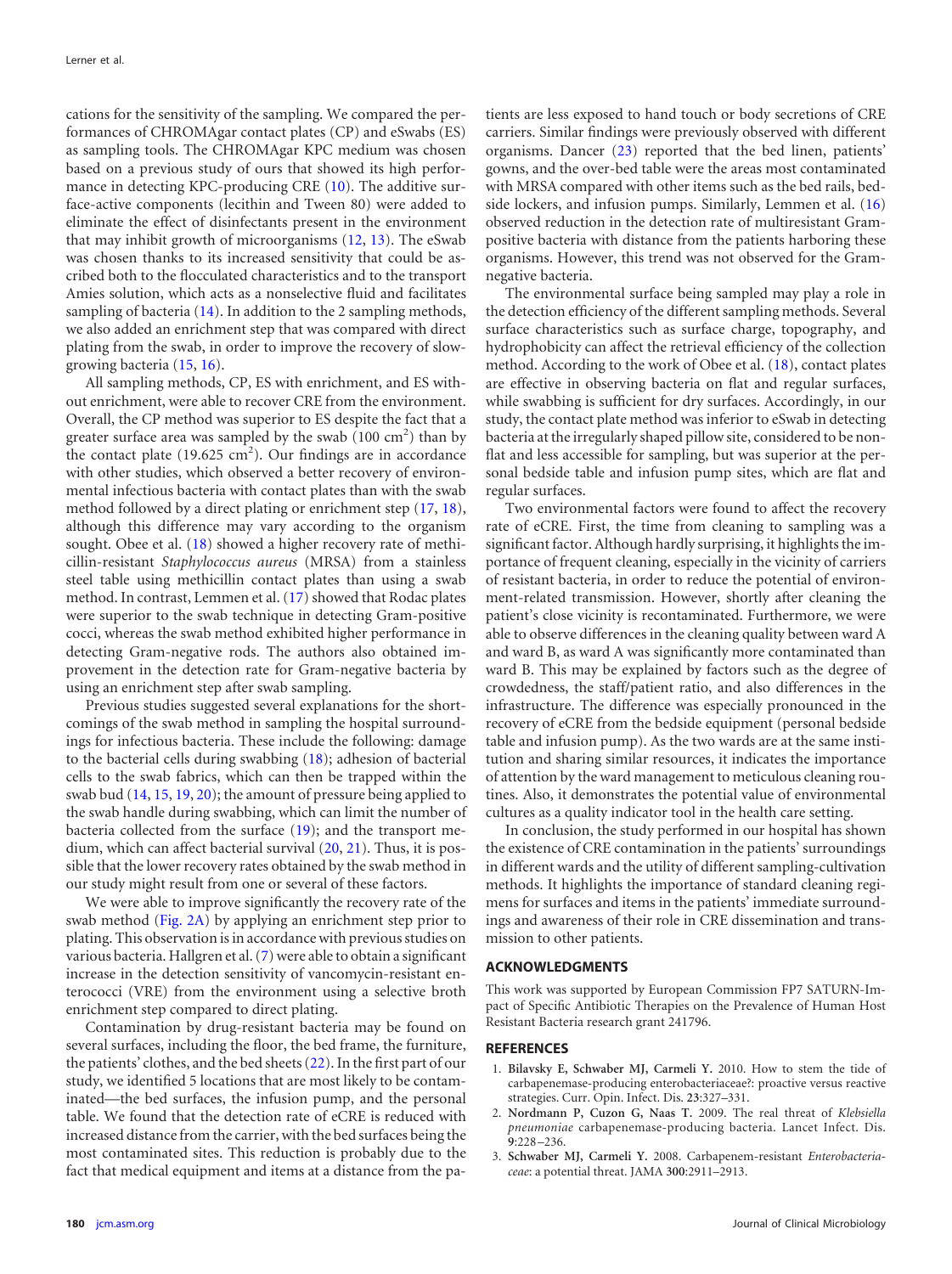cations for the sensitivity of the sampling. We compared the performances of CHROMAgar contact plates (CP) and eSwabs (ES) as sampling tools. The CHROMAgar KPC medium was chosen based on a previous study of ours that showed its high performance in detecting KPC-producing CRE (10). The additive surface-active components (lecithin and Tween 80) were added to eliminate the effect of disinfectants present in the environment that may inhibit growth of microorganisms (12, 13). The eSwab was chosen thanks to its increased sensitivity that could be ascribed both to the flocculated characteristics and to the transport Amies solution, which acts as a nonselective fluid and facilitates sampling of bacteria (14). In addition to the 2 sampling methods, we also added an enrichment step that was compared with direct plating from the swab, in order to improve the recovery of slow-growing bacteria (15, 16).

All sampling methods, CP, ES with enrichment, and ES without enrichment, were able to recover CRE from the environment. Overall, the CP method was superior to ES despite the fact that a greater surface area was sampled by the swab (100 $cm^2$) than by the contact plate (19.625 $cm^2$). Our findings are in accordance with other studies, which observed a better recovery of environmental infectious bacteria with contact plates than with the swab method followed by a direct plating or enrichment step (17, 18), although this difference may vary according to the organism sought. Obee et al. (18) showed a higher recovery rate of methicillin-resistant *Staphylococcus aureus* (MRSA) from a stainless steel table using methicillin contact plates than using a swab method. In contrast, Lemmen et al. (17) showed that Rodac plates were superior to the swab technique in detecting Gram-positive cocci, whereas the swab method exhibited higher performance in detecting Gram-negative rods. The authors also obtained improvement in the detection rate for Gram-negative bacteria by using an enrichment step after swab sampling.

Previous studies suggested several explanations for the shortcomings of the swab method in sampling the hospital surroundings for infectious bacteria. These include the following: damage to the bacterial cells during swabbing (18); adhesion of bacterial cells to the swab fabrics, which can then be trapped within the swab bud (14, 15, 19, 20); the amount of pressure being applied to the swab handle during swabbing, which can limit the number of bacteria collected from the surface (19); and the transport medium, which can affect bacterial survival (20, 21). Thus, it is possible that the lower recovery rates obtained by the swab method in our study might result from one or several of these factors.

We were able to improve significantly the recovery rate of the swab method (Fig. 2A) by applying an enrichment step prior to plating. This observation is in accordance with previous studies on various bacteria. Hallgren et al. (7) were able to obtain a significant increase in the detection sensitivity of vancomycin-resistant enterococci (VRE) from the environment using a selective broth enrichment step compared to direct plating.

Contamination by drug-resistant bacteria may be found on several surfaces, including the floor, the bed frame, the furniture, the patients' clothes, and the bed sheets (22). In the first part of our study, we identified 5 locations that are most likely to be contaminated—the bed surfaces, the infusion pump, and the personal table. We found that the detection rate of eCRE is reduced with increased distance from the carrier, with the bed surfaces being the most contaminated sites. This reduction is probably due to the fact that medical equipment and items at a distance from the patients are less exposed to hand touch or body secretions of CRE carriers. Similar findings were previously observed with different organisms. Dancer (23) reported that the bed linen, patients' gowns, and the over-bed table were the areas most contaminated with MRSA compared with other items such as the bed rails, bedside lockers, and infusion pumps. Similarly, Lemmen et al. (16) observed reduction in the detection rate of multiresistant Gram-positive bacteria with distance from the patients harboring these organisms. However, this trend was not observed for the Gram-negative bacteria.

The environmental surface being sampled may play a role in the detection efficiency of the different sampling methods. Several surface characteristics such as surface charge, topography, and hydrophobicity can affect the retrieval efficiency of the collection method. According to the work of Obee et al. (18), contact plates are effective in observing bacteria on flat and regular surfaces, while swabbing is sufficient for dry surfaces. Accordingly, in our study, the contact plate method was inferior to eSwab in detecting bacteria at the irregularly shaped pillow site, considered to be non-flat and less accessible for sampling, but was superior at the personal bedside table and infusion pump sites, which are flat and regular surfaces.

Two environmental factors were found to affect the recovery rate of eCRE. First, the time from cleaning to sampling was a significant factor. Although hardly surprising, it highlights the importance of frequent cleaning, especially in the vicinity of carriers of resistant bacteria, in order to reduce the potential of environment-related transmission. However, shortly after cleaning the patient's close vicinity is recontaminated. Furthermore, we were able to observe differences in the cleaning quality between ward A and ward B, as ward A was significantly more contaminated than ward B. This may be explained by factors such as the degree of crowdedness, the staff/patient ratio, and also differences in the infrastructure. The difference was especially pronounced in the recovery of eCRE from the bedside equipment (personal bedside table and infusion pump). As the two wards are at the same institution and sharing similar resources, it indicates the importance of attention by the ward management to meticulous cleaning routines. Also, it demonstrates the potential value of environmental cultures as a quality indicator tool in the health care setting.

In conclusion, the study performed in our hospital has shown the existence of CRE contamination in the patients' surroundings in different wards and the utility of different sampling-cultivation methods. It highlights the importance of standard cleaning regimens for surfaces and items in the patients' immediate surroundings and awareness of their role in CRE dissemination and transmission to other patients.

## ACKNOWLEDGMENTS

This work was supported by European Commission FP7 SATURN-Impact of Specific Antibiotic Therapies on the Prevalence of Human Host Resistant Bacteria research grant 241796.

## REFERENCES

1. **Bilavsky E, Schwaber MJ, Carmeli Y.** 2010. How to stem the tide of carbapenemase-producing enterobacteriaceae?: proactive versus reactive strategies. Curr. Opin. Infect. Dis. **23**:327–331.
2. **Nordmann P, Cuzon G, Naas T.** 2009. The real threat of *Klebsiella pneumoniae* carbapenemase-producing bacteria. Lancet Infect. Dis. **9**:228–236.
3. **Schwaber MJ, Carmeli Y.** 2008. Carbapenem-resistant *Enterobacteriaceae*: a potential threat. JAMA **300**:2911–2913.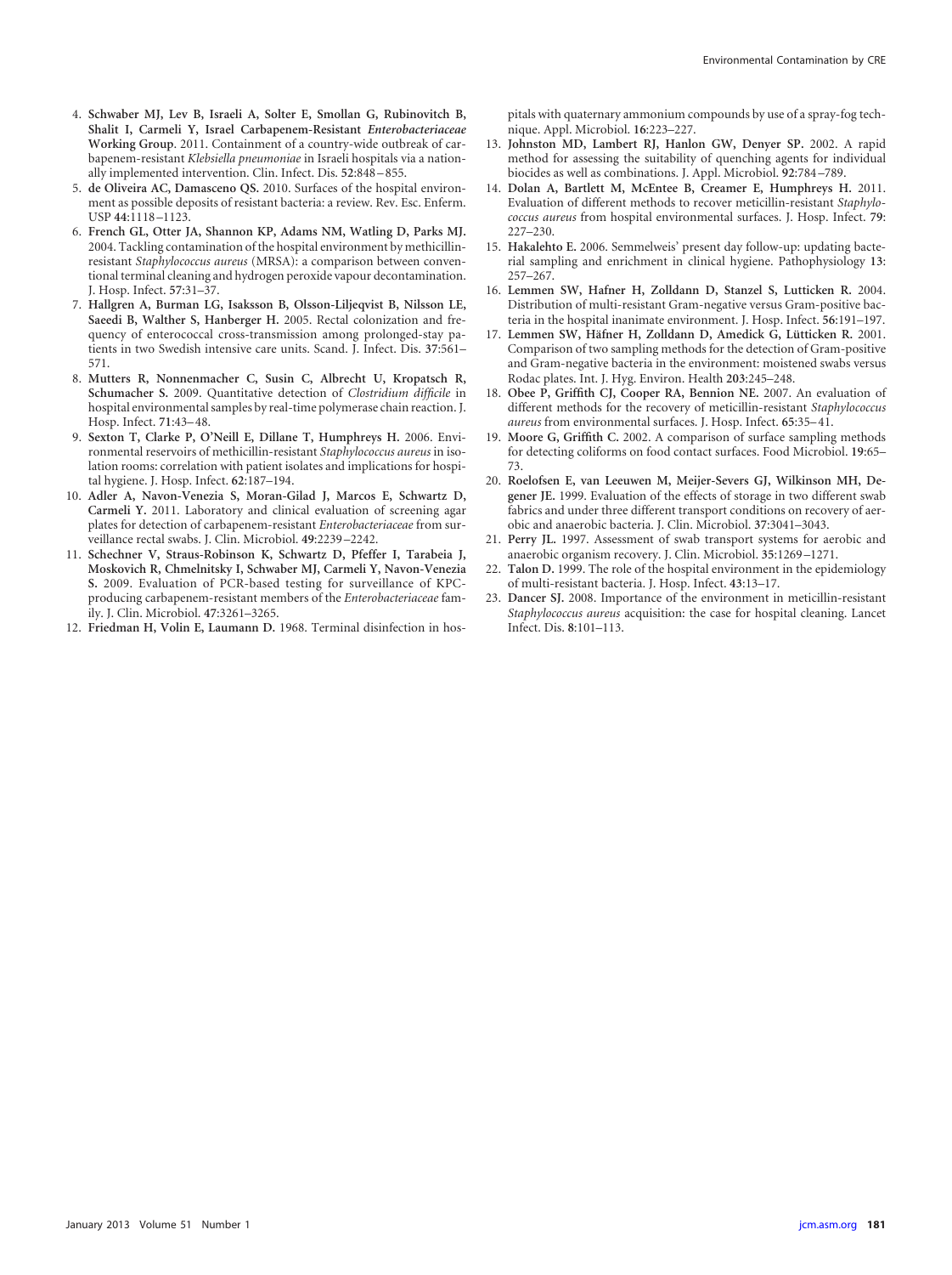4. **Schwaber MJ, Lev B, Israeli A, Solter E, Smollan G, Rubinovitch B, Shalit I, Carmeli Y, Israel Carbapenem-Resistant *Enterobacteriaceae* Working Group**. 2011. Containment of a country-wide outbreak of carbapenem-resistant *Klebsiella pneumoniae* in Israeli hospitals via a nationally implemented intervention. Clin. Infect. Dis. **52**:848–855.
5. **de Oliveira AC, Damasceno QS.** 2010. Surfaces of the hospital environment as possible deposits of resistant bacteria: a review. Rev. Esc. Enferm. USP **44**:1118–1123.
6. **French GL, Otter JA, Shannon KP, Adams NM, Watling D, Parks MJ.** 2004. Tackling contamination of the hospital environment by methicillin-resistant *Staphylococcus aureus* (MRSA): a comparison between conventional terminal cleaning and hydrogen peroxide vapour decontamination. J. Hosp. Infect. **57**:31–37.
7. **Hallgren A, Burman LG, Isaksson B, Olsson-Liljeqvist B, Nilsson LE, Saeedi B, Walther S, Hanberger H.** 2005. Rectal colonization and frequency of enterococcal cross-transmission among prolonged-stay patients in two Swedish intensive care units. Scand. J. Infect. Dis. **37**:561–571.
8. **Mutters R, Nonnenmacher C, Susin C, Albrecht U, Kropatsch R, Schumacher S.** 2009. Quantitative detection of *Clostridium difficile* in hospital environmental samples by real-time polymerase chain reaction. J. Hosp. Infect. **71**:43–48.
9. **Sexton T, Clarke P, O'Neill E, Dillane T, Humphreys H.** 2006. Environmental reservoirs of methicillin-resistant *Staphylococcus aureus* in isolation rooms: correlation with patient isolates and implications for hospital hygiene. J. Hosp. Infect. **62**:187–194.
10. **Adler A, Navon-Venezia S, Moran-Gilad J, Marcos E, Schwartz D, Carmeli Y.** 2011. Laboratory and clinical evaluation of screening agar plates for detection of carbapenem-resistant *Enterobacteriaceae* from surveillance rectal swabs. J. Clin. Microbiol. **49**:2239–2242.
11. **Schechner V, Straus-Robinson K, Schwartz D, Pfeffer I, Tarabeia J, Moskovich R, Chmelnitsky I, Schwaber MJ, Carmeli Y, Navon-Venezia S.** 2009. Evaluation of PCR-based testing for surveillance of KPC-producing carbapenem-resistant members of the *Enterobacteriaceae* family. J. Clin. Microbiol. **47**:3261–3265.
12. **Friedman H, Volin E, Laumann D.** 1968. Terminal disinfection in hospitals with quaternary ammonium compounds by use of a spray-fog technique. Appl. Microbiol. **16**:223–227.
13. **Johnston MD, Lambert RJ, Hanlon GW, Denyer SP.** 2002. A rapid method for assessing the suitability of quenching agents for individual biocides as well as combinations. J. Appl. Microbiol. **92**:784–789.
14. **Dolan A, Bartlett M, McEntee B, Creamer E, Humphreys H.** 2011. Evaluation of different methods to recover meticillin-resistant *Staphylococcus aureus* from hospital environmental surfaces. J. Hosp. Infect. **79**:227–230.
15. **Hakalehto E.** 2006. Semmelweis' present day follow-up: updating bacterial sampling and enrichment in clinical hygiene. Pathophysiology **13**:257–267.
16. **Lemmen SW, Hafner H, Zolldann D, Stanzel S, Lutticken R.** 2004. Distribution of multi-resistant Gram-negative versus Gram-positive bacteria in the hospital inanimate environment. J. Hosp. Infect. **56**:191–197.
17. **Lemmen SW, Häfner H, Zolldann D, Amedick G, Lütticken R.** 2001. Comparison of two sampling methods for the detection of Gram-positive and Gram-negative bacteria in the environment: moistened swabs versus Rodac plates. Int. J. Hyg. Environ. Health **203**:245–248.
18. **Obee P, Griffith CJ, Cooper RA, Bennion NE.** 2007. An evaluation of different methods for the recovery of meticillin-resistant *Staphylococcus aureus* from environmental surfaces. J. Hosp. Infect. **65**:35–41.
19. **Moore G, Griffith C.** 2002. A comparison of surface sampling methods for detecting coliforms on food contact surfaces. Food Microbiol. **19**:65–73.
20. **Roelofsen E, van Leeuwen M, Meijer-Severs GJ, Wilkinson MH, Degener JE.** 1999. Evaluation of the effects of storage in two different swab fabrics and under three different transport conditions on recovery of aerobic and anaerobic bacteria. J. Clin. Microbiol. **37**:3041–3043.
21. **Perry JL.** 1997. Assessment of swab transport systems for aerobic and anaerobic organism recovery. J. Clin. Microbiol. **35**:1269–1271.
22. **Talon D.** 1999. The role of the hospital environment in the epidemiology of multi-resistant bacteria. J. Hosp. Infect. **43**:13–17.
23. **Dancer SJ.** 2008. Importance of the environment in meticillin-resistant *Staphylococcus aureus* acquisition: the case for hospital cleaning. Lancet Infect. Dis. **8**:101–113.